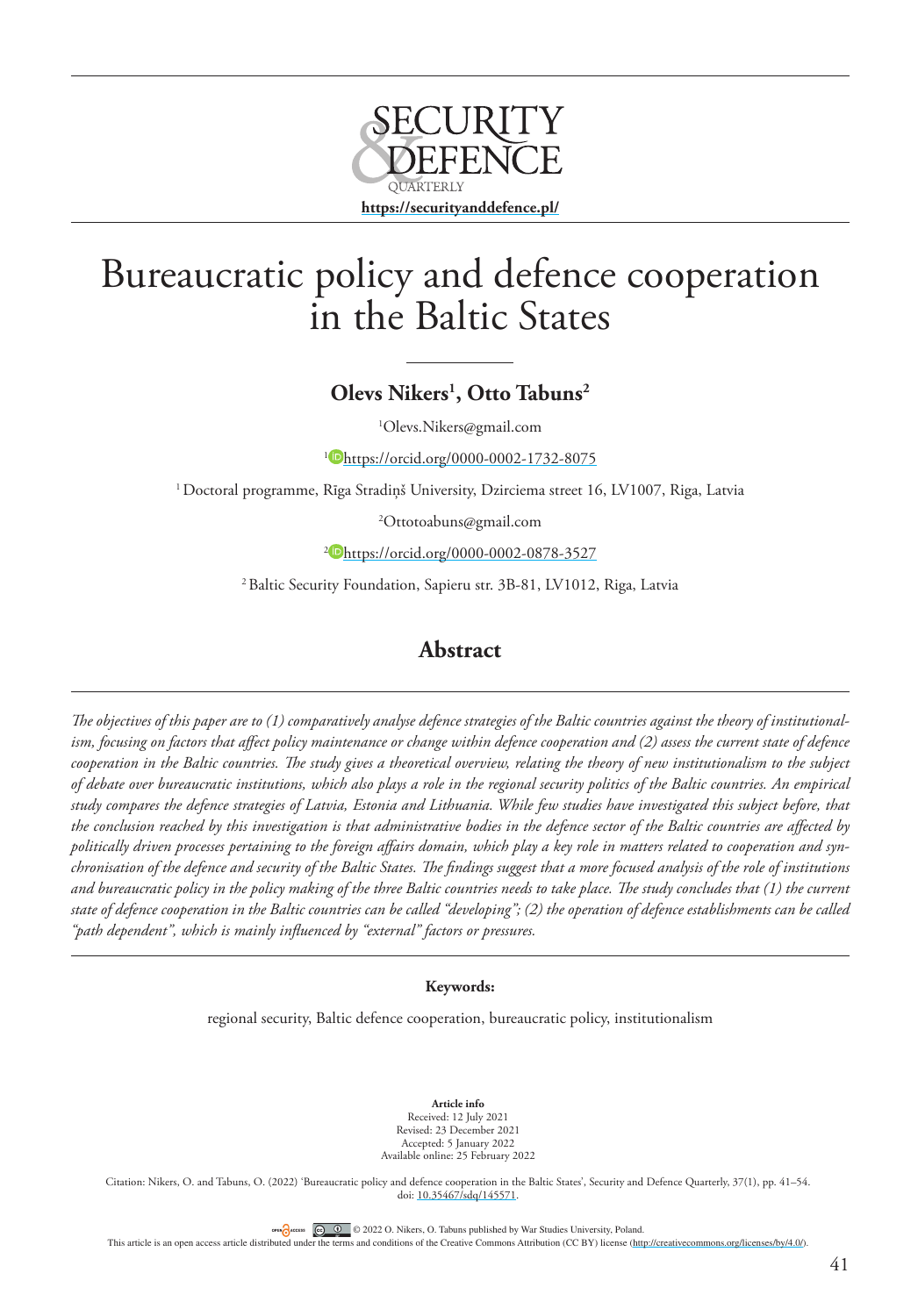# Bureaucratic policy and defence cooperation in the Baltic States

**Olevs Nikers[1], Otto Tabuns[2]**

[1]Olevs.Nikers@gmail.com

[1]https://orcid.org/0000-0002-1732-8075

[1] Doctoral programme, Rīga Stradiņš University, Dzirciema street 16, LV1007, Riga, Latvia

[2]Ottotoabuns@gmail.com

[2]https://orcid.org/0000-0002-0878-3527

[2] Baltic Security Foundation, Sapieru str. 3B-81, LV1012, Riga, Latvia

## Abstract

*The objectives of this paper are to (1) comparatively analyse defence strategies of the Baltic countries against the theory of institutionalism, focusing on factors that affect policy maintenance or change within defence cooperation and (2) assess the current state of defence cooperation in the Baltic countries. The study gives a theoretical overview, relating the theory of new institutionalism to the subject of debate over bureaucratic institutions, which also plays a role in the regional security politics of the Baltic countries. An empirical study compares the defence strategies of Latvia, Estonia and Lithuania. While few studies have investigated this subject before, that the conclusion reached by this investigation is that administrative bodies in the defence sector of the Baltic countries are affected by politically driven processes pertaining to the foreign affairs domain, which play a key role in matters related to cooperation and synchronisation of the defence and security of the Baltic States. The findings suggest that a more focused analysis of the role of institutions and bureaucratic policy in the policy making of the three Baltic countries needs to take place. The study concludes that (1) the current state of defence cooperation in the Baltic countries can be called "developing"; (2) the operation of defence establishments can be called "path dependent", which is mainly influenced by "external" factors or pressures.*

**Keywords:**

regional security, Baltic defence cooperation, bureaucratic policy, institutionalism

**Article info**
Received: 12 July 2021
Revised: 23 December 2021
Accepted: 5 January 2022
Available online: 25 February 2022

Citation: Nikers, O. and Tabuns, O. (2022) 'Bureaucratic policy and defence cooperation in the Baltic States', Security and Defence Quarterly, 37(1), pp. 41–54. doi: 10.35467/sdq/145571.

© 2022 O. Nikers, O. Tabuns published by War Studies University, Poland.
This article is an open access article distributed under the terms and conditions of the Creative Commons Attribution (CC BY) license (http://creativecommons.org/licenses/by/4.0/).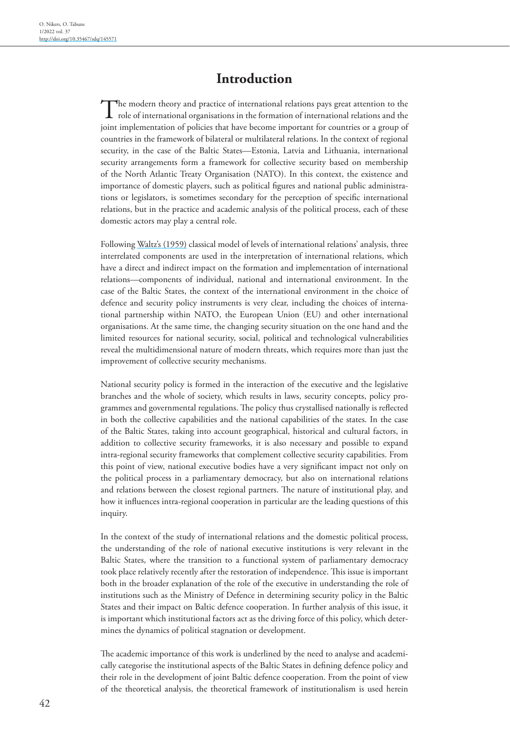# Introduction

The modern theory and practice of international relations pays great attention to the role of international organisations in the formation of international relations and the joint implementation of policies that have become important for countries or a group of countries in the framework of bilateral or multilateral relations. In the context of regional security, in the case of the Baltic States—Estonia, Latvia and Lithuania, international security arrangements form a framework for collective security based on membership of the North Atlantic Treaty Organisation (NATO). In this context, the existence and importance of domestic players, such as political figures and national public administrations or legislators, is sometimes secondary for the perception of specific international relations, but in the practice and academic analysis of the political process, each of these domestic actors may play a central role.

Following Waltz's (1959) classical model of levels of international relations' analysis, three interrelated components are used in the interpretation of international relations, which have a direct and indirect impact on the formation and implementation of international relations—components of individual, national and international environment. In the case of the Baltic States, the context of the international environment in the choice of defence and security policy instruments is very clear, including the choices of international partnership within NATO, the European Union (EU) and other international organisations. At the same time, the changing security situation on the one hand and the limited resources for national security, social, political and technological vulnerabilities reveal the multidimensional nature of modern threats, which requires more than just the improvement of collective security mechanisms.

National security policy is formed in the interaction of the executive and the legislative branches and the whole of society, which results in laws, security concepts, policy programmes and governmental regulations. The policy thus crystallised nationally is reflected in both the collective capabilities and the national capabilities of the states. In the case of the Baltic States, taking into account geographical, historical and cultural factors, in addition to collective security frameworks, it is also necessary and possible to expand intra-regional security frameworks that complement collective security capabilities. From this point of view, national executive bodies have a very significant impact not only on the political process in a parliamentary democracy, but also on international relations and relations between the closest regional partners. The nature of institutional play, and how it influences intra-regional cooperation in particular are the leading questions of this inquiry.

In the context of the study of international relations and the domestic political process, the understanding of the role of national executive institutions is very relevant in the Baltic States, where the transition to a functional system of parliamentary democracy took place relatively recently after the restoration of independence. This issue is important both in the broader explanation of the role of the executive in understanding the role of institutions such as the Ministry of Defence in determining security policy in the Baltic States and their impact on Baltic defence cooperation. In further analysis of this issue, it is important which institutional factors act as the driving force of this policy, which determines the dynamics of political stagnation or development.

The academic importance of this work is underlined by the need to analyse and academically categorise the institutional aspects of the Baltic States in defining defence policy and their role in the development of joint Baltic defence cooperation. From the point of view of the theoretical analysis, the theoretical framework of institutionalism is used herein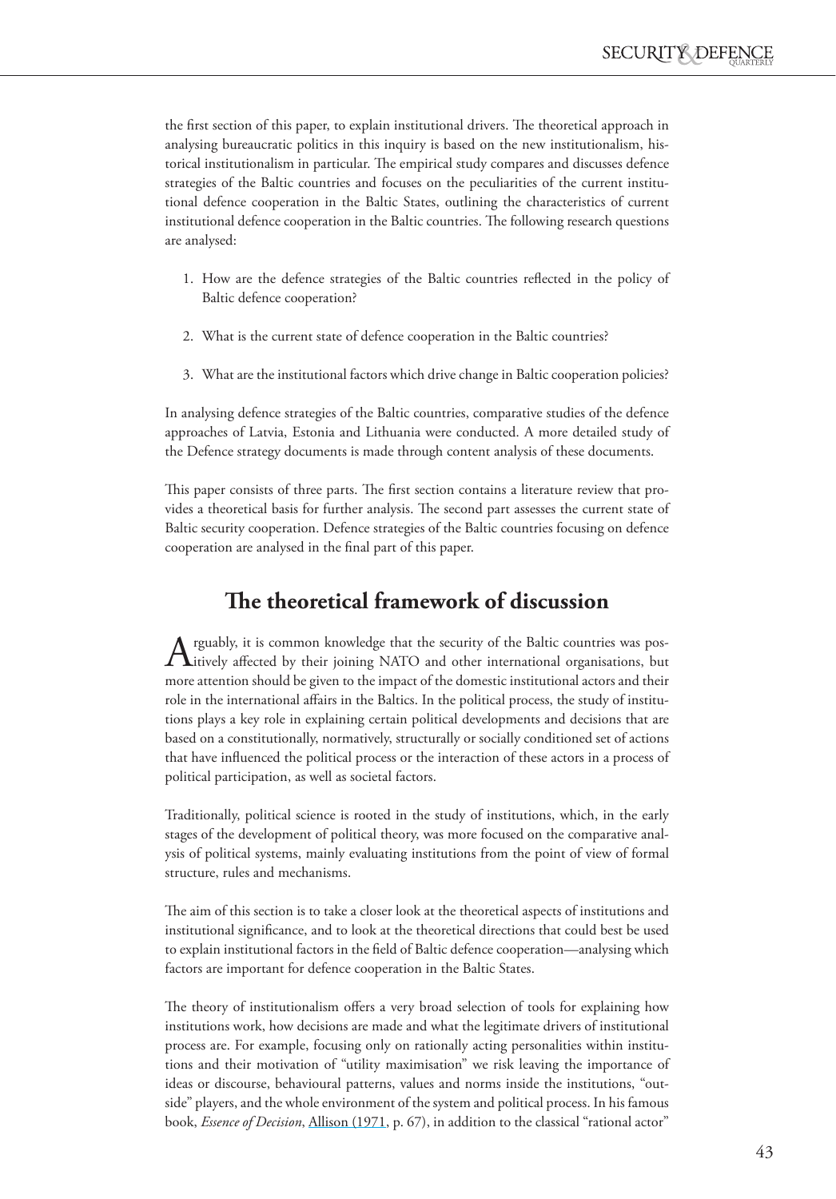the first section of this paper, to explain institutional drivers. The theoretical approach in analysing bureaucratic politics in this inquiry is based on the new institutionalism, historical institutionalism in particular. The empirical study compares and discusses defence strategies of the Baltic countries and focuses on the peculiarities of the current institutional defence cooperation in the Baltic States, outlining the characteristics of current institutional defence cooperation in the Baltic countries. The following research questions are analysed:

1. How are the defence strategies of the Baltic countries reflected in the policy of Baltic defence cooperation?
2. What is the current state of defence cooperation in the Baltic countries?
3. What are the institutional factors which drive change in Baltic cooperation policies?

In analysing defence strategies of the Baltic countries, comparative studies of the defence approaches of Latvia, Estonia and Lithuania were conducted. A more detailed study of the Defence strategy documents is made through content analysis of these documents.

This paper consists of three parts. The first section contains a literature review that provides a theoretical basis for further analysis. The second part assesses the current state of Baltic security cooperation. Defence strategies of the Baltic countries focusing on defence cooperation are analysed in the final part of this paper.

## The theoretical framework of discussion

Arguably, it is common knowledge that the security of the Baltic countries was positively affected by their joining NATO and other international organisations, but more attention should be given to the impact of the domestic institutional actors and their role in the international affairs in the Baltics. In the political process, the study of institutions plays a key role in explaining certain political developments and decisions that are based on a constitutionally, normatively, structurally or socially conditioned set of actions that have influenced the political process or the interaction of these actors in a process of political participation, as well as societal factors.

Traditionally, political science is rooted in the study of institutions, which, in the early stages of the development of political theory, was more focused on the comparative analysis of political systems, mainly evaluating institutions from the point of view of formal structure, rules and mechanisms.

The aim of this section is to take a closer look at the theoretical aspects of institutions and institutional significance, and to look at the theoretical directions that could best be used to explain institutional factors in the field of Baltic defence cooperation—analysing which factors are important for defence cooperation in the Baltic States.

The theory of institutionalism offers a very broad selection of tools for explaining how institutions work, how decisions are made and what the legitimate drivers of institutional process are. For example, focusing only on rationally acting personalities within institutions and their motivation of "utility maximisation" we risk leaving the importance of ideas or discourse, behavioural patterns, values and norms inside the institutions, "outside" players, and the whole environment of the system and political process. In his famous book, *Essence of Decision*, Allison (1971, p. 67), in addition to the classical "rational actor"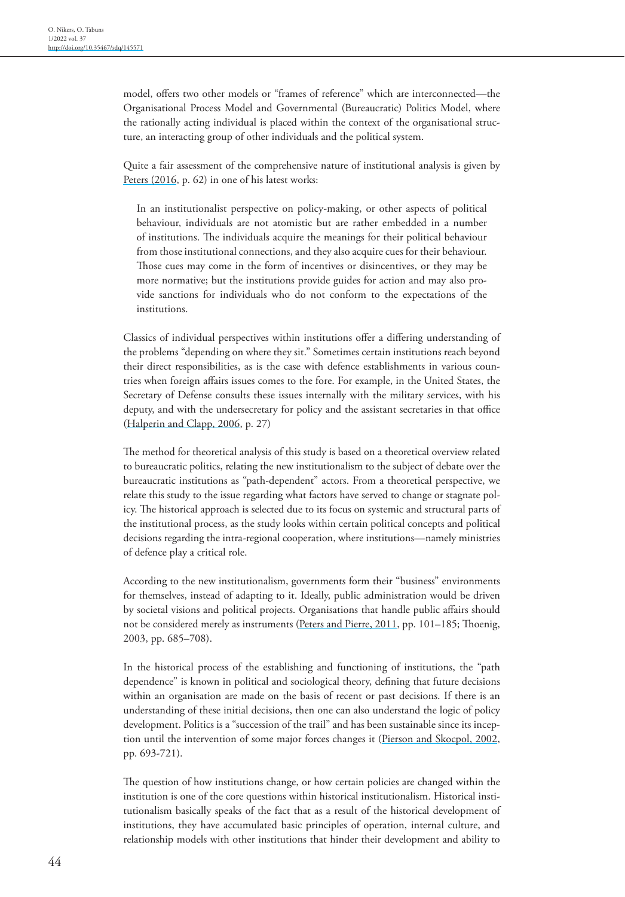model, offers two other models or "frames of reference" which are interconnected—the Organisational Process Model and Governmental (Bureaucratic) Politics Model, where the rationally acting individual is placed within the context of the organisational structure, an interacting group of other individuals and the political system.

Quite a fair assessment of the comprehensive nature of institutional analysis is given by Peters (2016, p. 62) in one of his latest works:

> In an institutionalist perspective on policy-making, or other aspects of political behaviour, individuals are not atomistic but are rather embedded in a number of institutions. The individuals acquire the meanings for their political behaviour from those institutional connections, and they also acquire cues for their behaviour. Those cues may come in the form of incentives or disincentives, or they may be more normative; but the institutions provide guides for action and may also provide sanctions for individuals who do not conform to the expectations of the institutions.

Classics of individual perspectives within institutions offer a differing understanding of the problems "depending on where they sit." Sometimes certain institutions reach beyond their direct responsibilities, as is the case with defence establishments in various countries when foreign affairs issues comes to the fore. For example, in the United States, the Secretary of Defense consults these issues internally with the military services, with his deputy, and with the undersecretary for policy and the assistant secretaries in that office (Halperin and Clapp, 2006, p. 27)

The method for theoretical analysis of this study is based on a theoretical overview related to bureaucratic politics, relating the new institutionalism to the subject of debate over the bureaucratic institutions as "path-dependent" actors. From a theoretical perspective, we relate this study to the issue regarding what factors have served to change or stagnate policy. The historical approach is selected due to its focus on systemic and structural parts of the institutional process, as the study looks within certain political concepts and political decisions regarding the intra-regional cooperation, where institutions—namely ministries of defence play a critical role.

According to the new institutionalism, governments form their "business" environments for themselves, instead of adapting to it. Ideally, public administration would be driven by societal visions and political projects. Organisations that handle public affairs should not be considered merely as instruments (Peters and Pierre, 2011, pp. 101–185; Thoenig, 2003, pp. 685–708).

In the historical process of the establishing and functioning of institutions, the "path dependence" is known in political and sociological theory, defining that future decisions within an organisation are made on the basis of recent or past decisions. If there is an understanding of these initial decisions, then one can also understand the logic of policy development. Politics is a "succession of the trail" and has been sustainable since its inception until the intervention of some major forces changes it (Pierson and Skocpol, 2002, pp. 693-721).

The question of how institutions change, or how certain policies are changed within the institution is one of the core questions within historical institutionalism. Historical institutionalism basically speaks of the fact that as a result of the historical development of institutions, they have accumulated basic principles of operation, internal culture, and relationship models with other institutions that hinder their development and ability to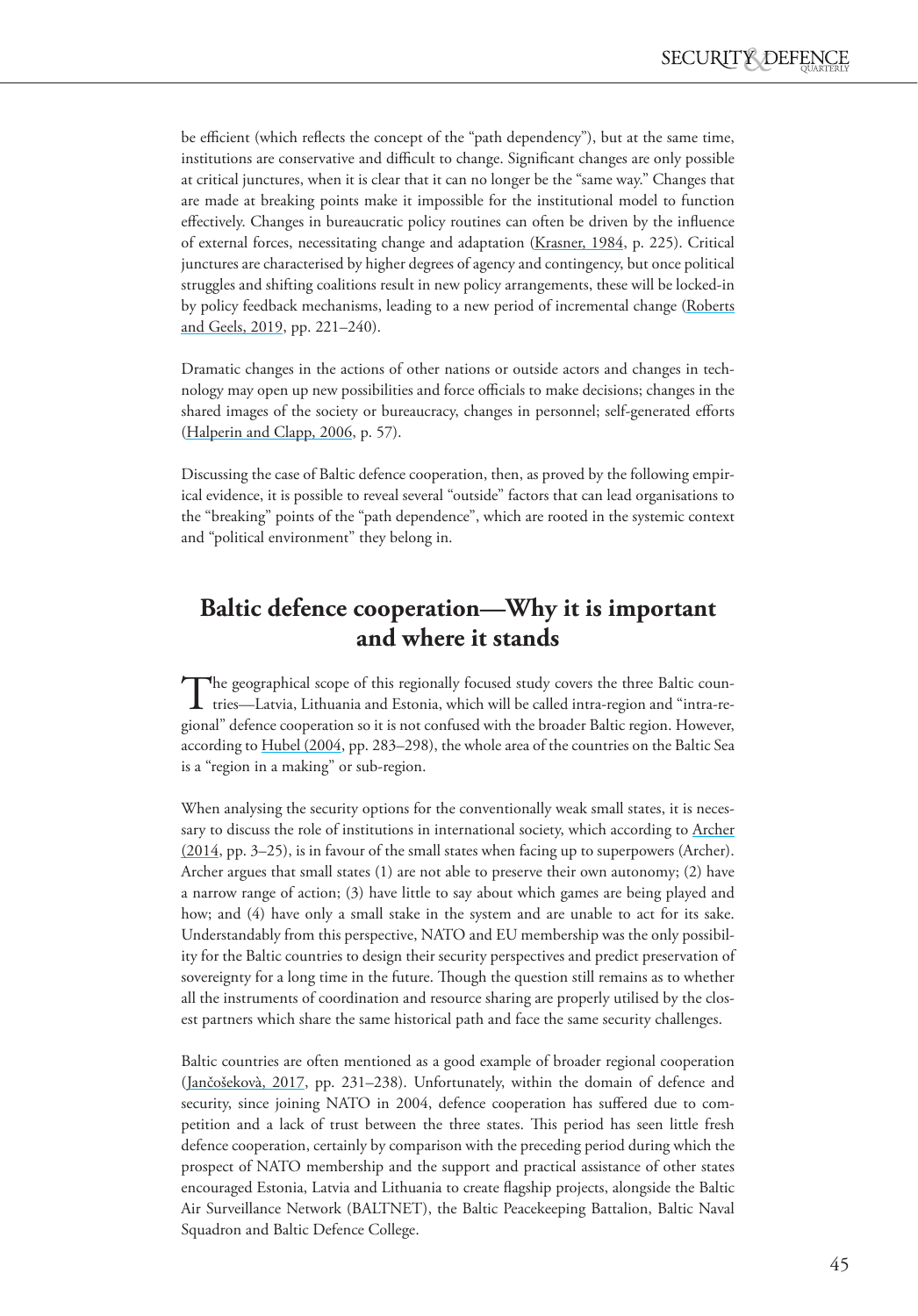be efficient (which reflects the concept of the "path dependency"), but at the same time, institutions are conservative and difficult to change. Significant changes are only possible at critical junctures, when it is clear that it can no longer be the "same way." Changes that are made at breaking points make it impossible for the institutional model to function effectively. Changes in bureaucratic policy routines can often be driven by the influence of external forces, necessitating change and adaptation (Krasner, 1984, p. 225). Critical junctures are characterised by higher degrees of agency and contingency, but once political struggles and shifting coalitions result in new policy arrangements, these will be locked-in by policy feedback mechanisms, leading to a new period of incremental change (Roberts and Geels, 2019, pp. 221–240).

Dramatic changes in the actions of other nations or outside actors and changes in technology may open up new possibilities and force officials to make decisions; changes in the shared images of the society or bureaucracy, changes in personnel; self-generated efforts (Halperin and Clapp, 2006, p. 57).

Discussing the case of Baltic defence cooperation, then, as proved by the following empirical evidence, it is possible to reveal several "outside" factors that can lead organisations to the "breaking" points of the "path dependence", which are rooted in the systemic context and "political environment" they belong in.

## Baltic defence cooperation—Why it is important and where it stands

The geographical scope of this regionally focused study covers the three Baltic countries—Latvia, Lithuania and Estonia, which will be called intra-region and "intra-regional" defence cooperation so it is not confused with the broader Baltic region. However, according to Hubel (2004, pp. 283–298), the whole area of the countries on the Baltic Sea is a "region in a making" or sub-region.

When analysing the security options for the conventionally weak small states, it is necessary to discuss the role of institutions in international society, which according to Archer (2014, pp. 3–25), is in favour of the small states when facing up to superpowers (Archer). Archer argues that small states (1) are not able to preserve their own autonomy; (2) have a narrow range of action; (3) have little to say about which games are being played and how; and (4) have only a small stake in the system and are unable to act for its sake. Understandably from this perspective, NATO and EU membership was the only possibility for the Baltic countries to design their security perspectives and predict preservation of sovereignty for a long time in the future. Though the question still remains as to whether all the instruments of coordination and resource sharing are properly utilised by the closest partners which share the same historical path and face the same security challenges.

Baltic countries are often mentioned as a good example of broader regional cooperation (Jančošekovà, 2017, pp. 231–238). Unfortunately, within the domain of defence and security, since joining NATO in 2004, defence cooperation has suffered due to competition and a lack of trust between the three states. This period has seen little fresh defence cooperation, certainly by comparison with the preceding period during which the prospect of NATO membership and the support and practical assistance of other states encouraged Estonia, Latvia and Lithuania to create flagship projects, alongside the Baltic Air Surveillance Network (BALTNET), the Baltic Peacekeeping Battalion, Baltic Naval Squadron and Baltic Defence College.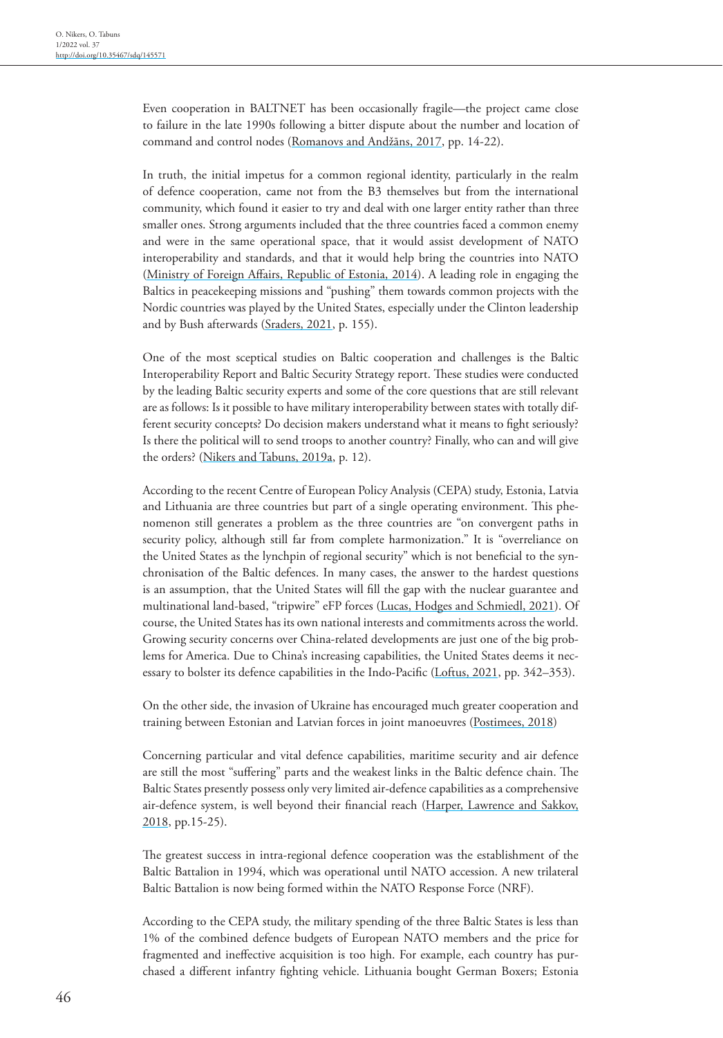Even cooperation in BALTNET has been occasionally fragile—the project came close to failure in the late 1990s following a bitter dispute about the number and location of command and control nodes (Romanovs and Andžāns, 2017, pp. 14-22).

In truth, the initial impetus for a common regional identity, particularly in the realm of defence cooperation, came not from the B3 themselves but from the international community, which found it easier to try and deal with one larger entity rather than three smaller ones. Strong arguments included that the three countries faced a common enemy and were in the same operational space, that it would assist development of NATO interoperability and standards, and that it would help bring the countries into NATO (Ministry of Foreign Affairs, Republic of Estonia, 2014). A leading role in engaging the Baltics in peacekeeping missions and "pushing" them towards common projects with the Nordic countries was played by the United States, especially under the Clinton leadership and by Bush afterwards (Sraders, 2021, p. 155).

One of the most sceptical studies on Baltic cooperation and challenges is the Baltic Interoperability Report and Baltic Security Strategy report. These studies were conducted by the leading Baltic security experts and some of the core questions that are still relevant are as follows: Is it possible to have military interoperability between states with totally different security concepts? Do decision makers understand what it means to fight seriously? Is there the political will to send troops to another country? Finally, who can and will give the orders? (Nikers and Tabuns, 2019a, p. 12).

According to the recent Centre of European Policy Analysis (CEPA) study, Estonia, Latvia and Lithuania are three countries but part of a single operating environment. This phenomenon still generates a problem as the three countries are "on convergent paths in security policy, although still far from complete harmonization." It is "overreliance on the United States as the lynchpin of regional security" which is not beneficial to the synchronisation of the Baltic defences. In many cases, the answer to the hardest questions is an assumption, that the United States will fill the gap with the nuclear guarantee and multinational land-based, "tripwire" eFP forces (Lucas, Hodges and Schmiedl, 2021). Of course, the United States has its own national interests and commitments across the world. Growing security concerns over China-related developments are just one of the big problems for America. Due to China's increasing capabilities, the United States deems it necessary to bolster its defence capabilities in the Indo-Pacific (Loftus, 2021, pp. 342–353).

On the other side, the invasion of Ukraine has encouraged much greater cooperation and training between Estonian and Latvian forces in joint manoeuvres (Postimees, 2018)

Concerning particular and vital defence capabilities, maritime security and air defence are still the most "suffering" parts and the weakest links in the Baltic defence chain. The Baltic States presently possess only very limited air-defence capabilities as a comprehensive air-defence system, is well beyond their financial reach (Harper, Lawrence and Sakkov, 2018, pp.15-25).

The greatest success in intra-regional defence cooperation was the establishment of the Baltic Battalion in 1994, which was operational until NATO accession. A new trilateral Baltic Battalion is now being formed within the NATO Response Force (NRF).

According to the CEPA study, the military spending of the three Baltic States is less than 1% of the combined defence budgets of European NATO members and the price for fragmented and ineffective acquisition is too high. For example, each country has purchased a different infantry fighting vehicle. Lithuania bought German Boxers; Estonia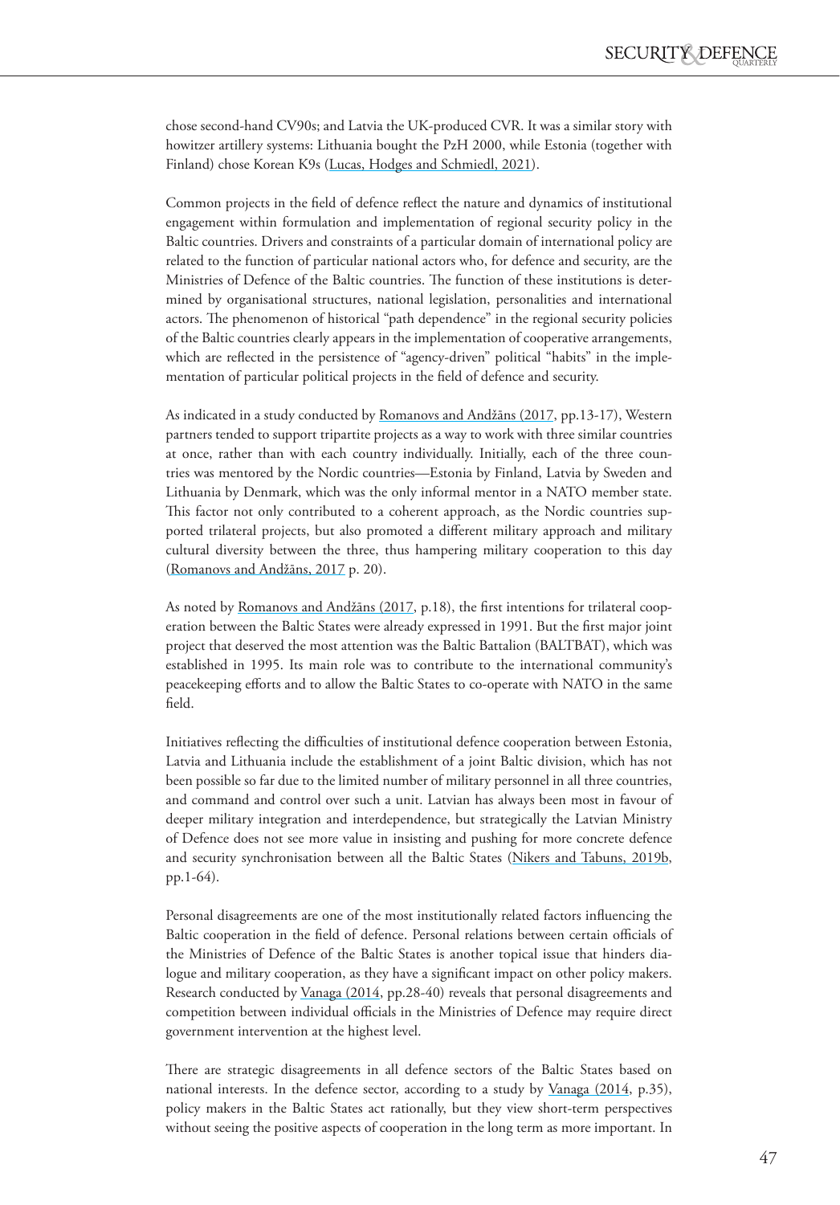chose second-hand CV90s; and Latvia the UK-produced CVR. It was a similar story with howitzer artillery systems: Lithuania bought the PzH 2000, while Estonia (together with Finland) chose Korean K9s (Lucas, Hodges and Schmiedl, 2021).

Common projects in the field of defence reflect the nature and dynamics of institutional engagement within formulation and implementation of regional security policy in the Baltic countries. Drivers and constraints of a particular domain of international policy are related to the function of particular national actors who, for defence and security, are the Ministries of Defence of the Baltic countries. The function of these institutions is determined by organisational structures, national legislation, personalities and international actors. The phenomenon of historical "path dependence" in the regional security policies of the Baltic countries clearly appears in the implementation of cooperative arrangements, which are reflected in the persistence of "agency-driven" political "habits" in the implementation of particular political projects in the field of defence and security.

As indicated in a study conducted by Romanovs and Andžāns (2017, pp.13-17), Western partners tended to support tripartite projects as a way to work with three similar countries at once, rather than with each country individually. Initially, each of the three countries was mentored by the Nordic countries—Estonia by Finland, Latvia by Sweden and Lithuania by Denmark, which was the only informal mentor in a NATO member state. This factor not only contributed to a coherent approach, as the Nordic countries supported trilateral projects, but also promoted a different military approach and military cultural diversity between the three, thus hampering military cooperation to this day (Romanovs and Andžāns, 2017 p. 20).

As noted by Romanovs and Andžāns (2017, p.18), the first intentions for trilateral cooperation between the Baltic States were already expressed in 1991. But the first major joint project that deserved the most attention was the Baltic Battalion (BALTBAT), which was established in 1995. Its main role was to contribute to the international community's peacekeeping efforts and to allow the Baltic States to co-operate with NATO in the same field.

Initiatives reflecting the difficulties of institutional defence cooperation between Estonia, Latvia and Lithuania include the establishment of a joint Baltic division, which has not been possible so far due to the limited number of military personnel in all three countries, and command and control over such a unit. Latvian has always been most in favour of deeper military integration and interdependence, but strategically the Latvian Ministry of Defence does not see more value in insisting and pushing for more concrete defence and security synchronisation between all the Baltic States (Nikers and Tabuns, 2019b, pp.1-64).

Personal disagreements are one of the most institutionally related factors influencing the Baltic cooperation in the field of defence. Personal relations between certain officials of the Ministries of Defence of the Baltic States is another topical issue that hinders dialogue and military cooperation, as they have a significant impact on other policy makers. Research conducted by Vanaga (2014, pp.28-40) reveals that personal disagreements and competition between individual officials in the Ministries of Defence may require direct government intervention at the highest level.

There are strategic disagreements in all defence sectors of the Baltic States based on national interests. In the defence sector, according to a study by Vanaga (2014, p.35), policy makers in the Baltic States act rationally, but they view short-term perspectives without seeing the positive aspects of cooperation in the long term as more important. In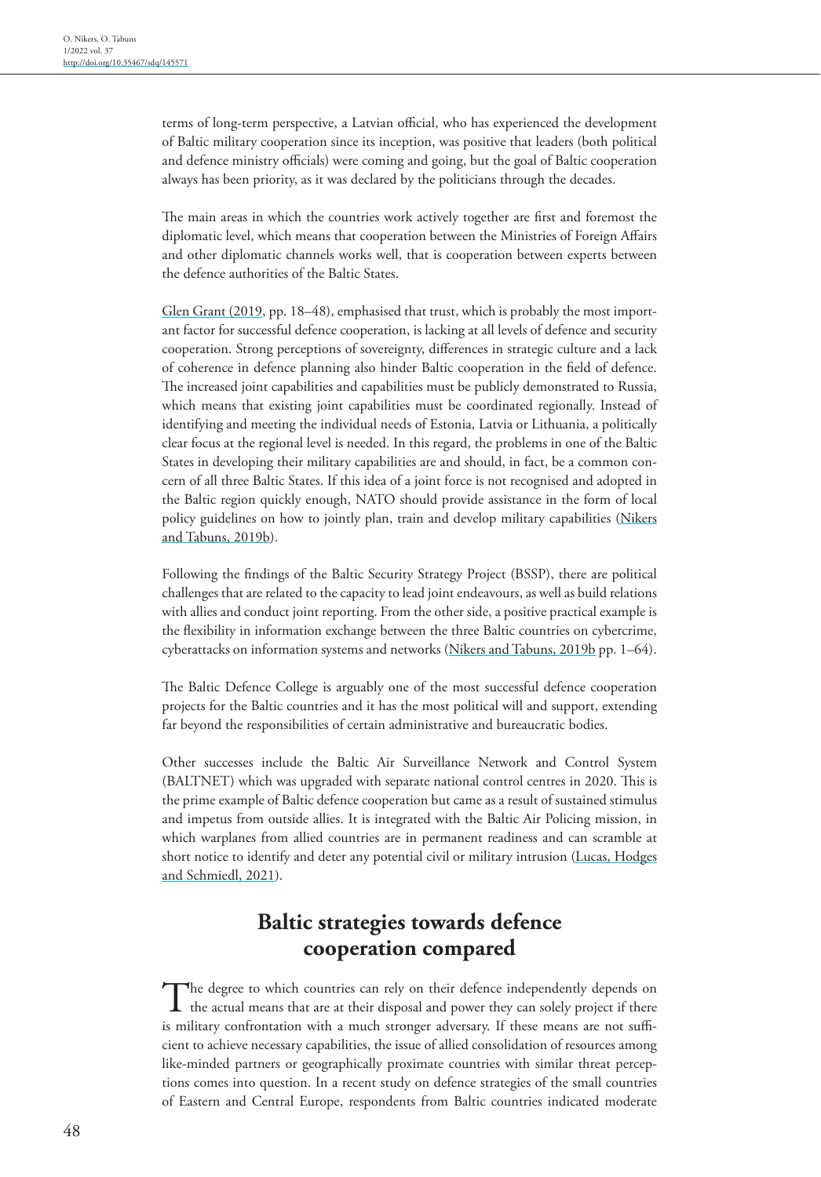terms of long-term perspective, a Latvian official, who has experienced the development of Baltic military cooperation since its inception, was positive that leaders (both political and defence ministry officials) were coming and going, but the goal of Baltic cooperation always has been priority, as it was declared by the politicians through the decades.

The main areas in which the countries work actively together are first and foremost the diplomatic level, which means that cooperation between the Ministries of Foreign Affairs and other diplomatic channels works well, that is cooperation between experts between the defence authorities of the Baltic States.

Glen Grant (2019, pp. 18–48), emphasised that trust, which is probably the most important factor for successful defence cooperation, is lacking at all levels of defence and security cooperation. Strong perceptions of sovereignty, differences in strategic culture and a lack of coherence in defence planning also hinder Baltic cooperation in the field of defence. The increased joint capabilities and capabilities must be publicly demonstrated to Russia, which means that existing joint capabilities must be coordinated regionally. Instead of identifying and meeting the individual needs of Estonia, Latvia or Lithuania, a politically clear focus at the regional level is needed. In this regard, the problems in one of the Baltic States in developing their military capabilities are and should, in fact, be a common concern of all three Baltic States. If this idea of a joint force is not recognised and adopted in the Baltic region quickly enough, NATO should provide assistance in the form of local policy guidelines on how to jointly plan, train and develop military capabilities (Nikers and Tabuns, 2019b).

Following the findings of the Baltic Security Strategy Project (BSSP), there are political challenges that are related to the capacity to lead joint endeavours, as well as build relations with allies and conduct joint reporting. From the other side, a positive practical example is the flexibility in information exchange between the three Baltic countries on cybercrime, cyberattacks on information systems and networks (Nikers and Tabuns, 2019b pp. 1–64).

The Baltic Defence College is arguably one of the most successful defence cooperation projects for the Baltic countries and it has the most political will and support, extending far beyond the responsibilities of certain administrative and bureaucratic bodies.

Other successes include the Baltic Air Surveillance Network and Control System (BALTNET) which was upgraded with separate national control centres in 2020. This is the prime example of Baltic defence cooperation but came as a result of sustained stimulus and impetus from outside allies. It is integrated with the Baltic Air Policing mission, in which warplanes from allied countries are in permanent readiness and can scramble at short notice to identify and deter any potential civil or military intrusion (Lucas, Hodges and Schmiedl, 2021).

## Baltic strategies towards defence cooperation compared

The degree to which countries can rely on their defence independently depends on the actual means that are at their disposal and power they can solely project if there is military confrontation with a much stronger adversary. If these means are not sufficient to achieve necessary capabilities, the issue of allied consolidation of resources among like-minded partners or geographically proximate countries with similar threat perceptions comes into question. In a recent study on defence strategies of the small countries of Eastern and Central Europe, respondents from Baltic countries indicated moderate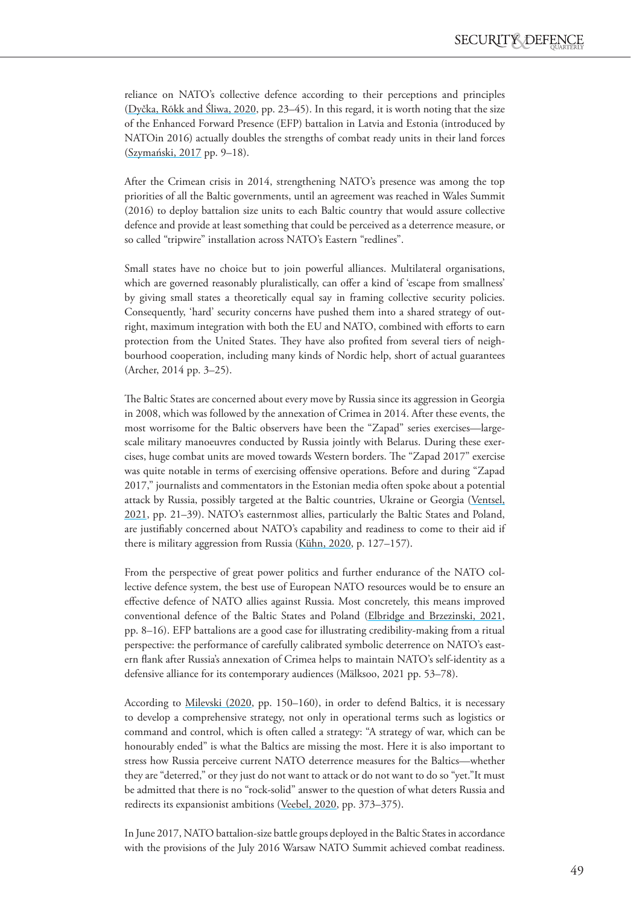reliance on NATO's collective defence according to their perceptions and principles (Dyčka, Rõkk and Śliwa, 2020, pp. 23–45). In this regard, it is worth noting that the size of the Enhanced Forward Presence (EFP) battalion in Latvia and Estonia (introduced by NATOin 2016) actually doubles the strengths of combat ready units in their land forces (Szymański, 2017 pp. 9–18).

After the Crimean crisis in 2014, strengthening NATO's presence was among the top priorities of all the Baltic governments, until an agreement was reached in Wales Summit (2016) to deploy battalion size units to each Baltic country that would assure collective defence and provide at least something that could be perceived as a deterrence measure, or so called "tripwire" installation across NATO's Eastern "redlines".

Small states have no choice but to join powerful alliances. Multilateral organisations, which are governed reasonably pluralistically, can offer a kind of 'escape from smallness' by giving small states a theoretically equal say in framing collective security policies. Consequently, 'hard' security concerns have pushed them into a shared strategy of outright, maximum integration with both the EU and NATO, combined with efforts to earn protection from the United States. They have also profited from several tiers of neighbourhood cooperation, including many kinds of Nordic help, short of actual guarantees (Archer, 2014 pp. 3–25).

The Baltic States are concerned about every move by Russia since its aggression in Georgia in 2008, which was followed by the annexation of Crimea in 2014. After these events, the most worrisome for the Baltic observers have been the "Zapad" series exercises—large-scale military manoeuvres conducted by Russia jointly with Belarus. During these exercises, huge combat units are moved towards Western borders. The "Zapad 2017" exercise was quite notable in terms of exercising offensive operations. Before and during "Zapad 2017," journalists and commentators in the Estonian media often spoke about a potential attack by Russia, possibly targeted at the Baltic countries, Ukraine or Georgia (Ventsel, 2021, pp. 21–39). NATO's easternmost allies, particularly the Baltic States and Poland, are justifiably concerned about NATO's capability and readiness to come to their aid if there is military aggression from Russia (Kühn, 2020, p. 127–157).

From the perspective of great power politics and further endurance of the NATO collective defence system, the best use of European NATO resources would be to ensure an effective defence of NATO allies against Russia. Most concretely, this means improved conventional defence of the Baltic States and Poland (Elbridge and Brzezinski, 2021, pp. 8–16). EFP battalions are a good case for illustrating credibility-making from a ritual perspective: the performance of carefully calibrated symbolic deterrence on NATO's eastern flank after Russia's annexation of Crimea helps to maintain NATO's self-identity as a defensive alliance for its contemporary audiences (Mälksoo, 2021 pp. 53–78).

According to Milevski (2020, pp. 150–160), in order to defend Baltics, it is necessary to develop a comprehensive strategy, not only in operational terms such as logistics or command and control, which is often called a strategy: "A strategy of war, which can be honourably ended" is what the Baltics are missing the most. Here it is also important to stress how Russia perceive current NATO deterrence measures for the Baltics—whether they are "deterred," or they just do not want to attack or do not want to do so "yet."It must be admitted that there is no "rock-solid" answer to the question of what deters Russia and redirects its expansionist ambitions (Veebel, 2020, pp. 373–375).

In June 2017, NATO battalion-size battle groups deployed in the Baltic States in accordance with the provisions of the July 2016 Warsaw NATO Summit achieved combat readiness.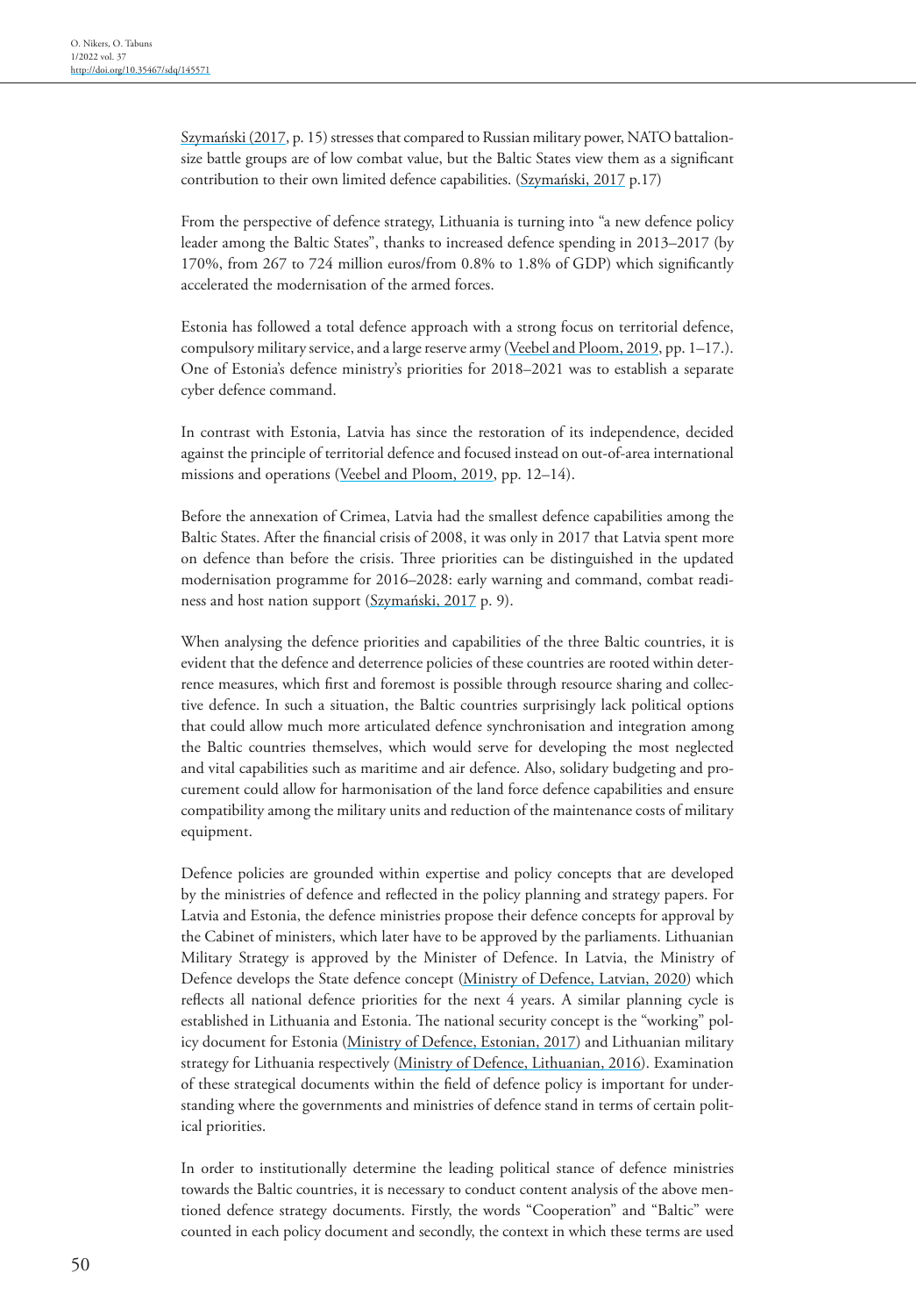Szymański (2017, p. 15) stresses that compared to Russian military power, NATO battalion-size battle groups are of low combat value, but the Baltic States view them as a significant contribution to their own limited defence capabilities. (Szymański, 2017 p.17)

From the perspective of defence strategy, Lithuania is turning into "a new defence policy leader among the Baltic States", thanks to increased defence spending in 2013–2017 (by 170%, from 267 to 724 million euros/from 0.8% to 1.8% of GDP) which significantly accelerated the modernisation of the armed forces.

Estonia has followed a total defence approach with a strong focus on territorial defence, compulsory military service, and a large reserve army (Veebel and Ploom, 2019, pp. 1–17.). One of Estonia's defence ministry's priorities for 2018–2021 was to establish a separate cyber defence command.

In contrast with Estonia, Latvia has since the restoration of its independence, decided against the principle of territorial defence and focused instead on out-of-area international missions and operations (Veebel and Ploom, 2019, pp. 12–14).

Before the annexation of Crimea, Latvia had the smallest defence capabilities among the Baltic States. After the financial crisis of 2008, it was only in 2017 that Latvia spent more on defence than before the crisis. Three priorities can be distinguished in the updated modernisation programme for 2016–2028: early warning and command, combat readiness and host nation support (Szymański, 2017 p. 9).

When analysing the defence priorities and capabilities of the three Baltic countries, it is evident that the defence and deterrence policies of these countries are rooted within deterrence measures, which first and foremost is possible through resource sharing and collective defence. In such a situation, the Baltic countries surprisingly lack political options that could allow much more articulated defence synchronisation and integration among the Baltic countries themselves, which would serve for developing the most neglected and vital capabilities such as maritime and air defence. Also, solidary budgeting and procurement could allow for harmonisation of the land force defence capabilities and ensure compatibility among the military units and reduction of the maintenance costs of military equipment.

Defence policies are grounded within expertise and policy concepts that are developed by the ministries of defence and reflected in the policy planning and strategy papers. For Latvia and Estonia, the defence ministries propose their defence concepts for approval by the Cabinet of ministers, which later have to be approved by the parliaments. Lithuanian Military Strategy is approved by the Minister of Defence. In Latvia, the Ministry of Defence develops the State defence concept (Ministry of Defence, Latvian, 2020) which reflects all national defence priorities for the next 4 years. A similar planning cycle is established in Lithuania and Estonia. The national security concept is the "working" policy document for Estonia (Ministry of Defence, Estonian, 2017) and Lithuanian military strategy for Lithuania respectively (Ministry of Defence, Lithuanian, 2016). Examination of these strategical documents within the field of defence policy is important for understanding where the governments and ministries of defence stand in terms of certain political priorities.

In order to institutionally determine the leading political stance of defence ministries towards the Baltic countries, it is necessary to conduct content analysis of the above mentioned defence strategy documents. Firstly, the words "Cooperation" and "Baltic" were counted in each policy document and secondly, the context in which these terms are used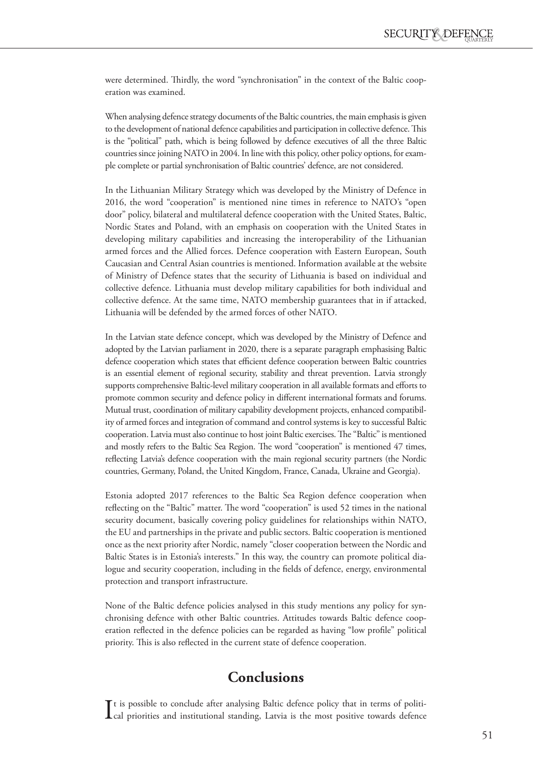were determined. Thirdly, the word "synchronisation" in the context of the Baltic cooperation was examined.

When analysing defence strategy documents of the Baltic countries, the main emphasis is given to the development of national defence capabilities and participation in collective defence. This is the "political" path, which is being followed by defence executives of all the three Baltic countries since joining NATO in 2004. In line with this policy, other policy options, for example complete or partial synchronisation of Baltic countries' defence, are not considered.

In the Lithuanian Military Strategy which was developed by the Ministry of Defence in 2016, the word "cooperation" is mentioned nine times in reference to NATO's "open door" policy, bilateral and multilateral defence cooperation with the United States, Baltic, Nordic States and Poland, with an emphasis on cooperation with the United States in developing military capabilities and increasing the interoperability of the Lithuanian armed forces and the Allied forces. Defence cooperation with Eastern European, South Caucasian and Central Asian countries is mentioned. Information available at the website of Ministry of Defence states that the security of Lithuania is based on individual and collective defence. Lithuania must develop military capabilities for both individual and collective defence. At the same time, NATO membership guarantees that in if attacked, Lithuania will be defended by the armed forces of other NATO.

In the Latvian state defence concept, which was developed by the Ministry of Defence and adopted by the Latvian parliament in 2020, there is a separate paragraph emphasising Baltic defence cooperation which states that efficient defence cooperation between Baltic countries is an essential element of regional security, stability and threat prevention. Latvia strongly supports comprehensive Baltic-level military cooperation in all available formats and efforts to promote common security and defence policy in different international formats and forums. Mutual trust, coordination of military capability development projects, enhanced compatibility of armed forces and integration of command and control systems is key to successful Baltic cooperation. Latvia must also continue to host joint Baltic exercises. The "Baltic" is mentioned and mostly refers to the Baltic Sea Region. The word "cooperation" is mentioned 47 times, reflecting Latvia's defence cooperation with the main regional security partners (the Nordic countries, Germany, Poland, the United Kingdom, France, Canada, Ukraine and Georgia).

Estonia adopted 2017 references to the Baltic Sea Region defence cooperation when reflecting on the "Baltic" matter. The word "cooperation" is used 52 times in the national security document, basically covering policy guidelines for relationships within NATO, the EU and partnerships in the private and public sectors. Baltic cooperation is mentioned once as the next priority after Nordic, namely "closer cooperation between the Nordic and Baltic States is in Estonia's interests." In this way, the country can promote political dialogue and security cooperation, including in the fields of defence, energy, environmental protection and transport infrastructure.

None of the Baltic defence policies analysed in this study mentions any policy for synchronising defence with other Baltic countries. Attitudes towards Baltic defence cooperation reflected in the defence policies can be regarded as having "low profile" political priority. This is also reflected in the current state of defence cooperation.

## Conclusions

It is possible to conclude after analysing Baltic defence policy that in terms of political priorities and institutional standing, Latvia is the most positive towards defence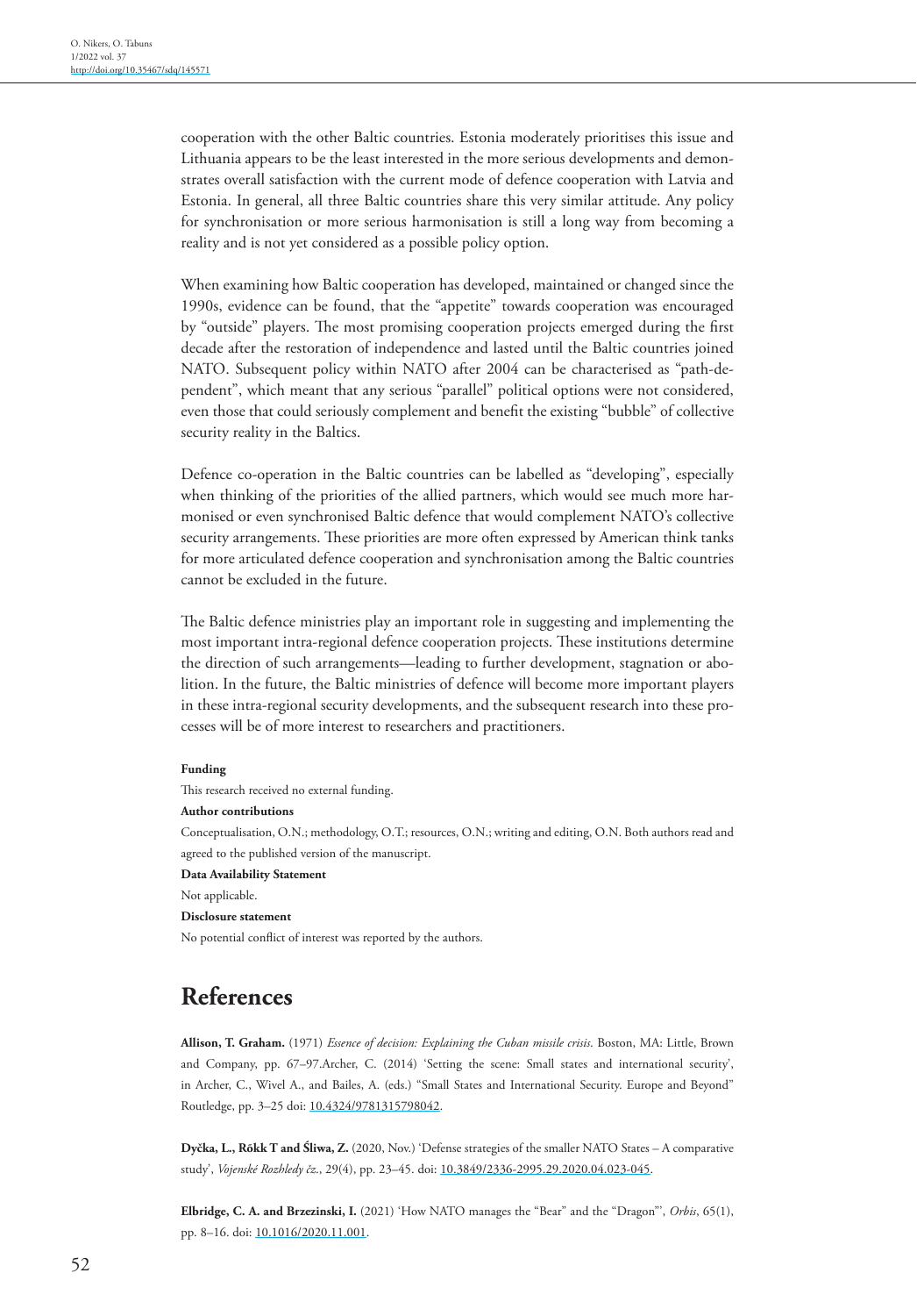cooperation with the other Baltic countries. Estonia moderately prioritises this issue and Lithuania appears to be the least interested in the more serious developments and demonstrates overall satisfaction with the current mode of defence cooperation with Latvia and Estonia. In general, all three Baltic countries share this very similar attitude. Any policy for synchronisation or more serious harmonisation is still a long way from becoming a reality and is not yet considered as a possible policy option.

When examining how Baltic cooperation has developed, maintained or changed since the 1990s, evidence can be found, that the "appetite" towards cooperation was encouraged by "outside" players. The most promising cooperation projects emerged during the first decade after the restoration of independence and lasted until the Baltic countries joined NATO. Subsequent policy within NATO after 2004 can be characterised as "path-dependent", which meant that any serious "parallel" political options were not considered, even those that could seriously complement and benefit the existing "bubble" of collective security reality in the Baltics.

Defence co-operation in the Baltic countries can be labelled as "developing", especially when thinking of the priorities of the allied partners, which would see much more harmonised or even synchronised Baltic defence that would complement NATO's collective security arrangements. These priorities are more often expressed by American think tanks for more articulated defence cooperation and synchronisation among the Baltic countries cannot be excluded in the future.

The Baltic defence ministries play an important role in suggesting and implementing the most important intra-regional defence cooperation projects. These institutions determine the direction of such arrangements—leading to further development, stagnation or abolition. In the future, the Baltic ministries of defence will become more important players in these intra-regional security developments, and the subsequent research into these processes will be of more interest to researchers and practitioners.

**Funding**

This research received no external funding.

**Author contributions**

Conceptualisation, O.N.; methodology, O.T.; resources, O.N.; writing and editing, O.N. Both authors read and agreed to the published version of the manuscript.

**Data Availability Statement**

Not applicable.

**Disclosure statement**

No potential conflict of interest was reported by the authors.

# References

**Allison, T. Graham.** (1971) *Essence of decision: Explaining the Cuban missile crisis*. Boston, MA: Little, Brown and Company, pp. 67–97.Archer, C. (2014) 'Setting the scene: Small states and international security', in Archer, C., Wivel A., and Bailes, A. (eds.) "Small States and International Security. Europe and Beyond" Routledge, pp. 3–25 doi: 10.4324/9781315798042.

**Dyčka, L., Rõkk T and Śliwa, Z.** (2020, Nov.) 'Defense strategies of the smaller NATO States – A comparative study', *Vojenské Rozhledy čz.*, 29(4), pp. 23–45. doi: 10.3849/2336-2995.29.2020.04.023-045.

**Elbridge, C. A. and Brzezinski, I.** (2021) 'How NATO manages the "Bear" and the "Dragon"', *Orbis*, 65(1), pp. 8–16. doi: 10.1016/2020.11.001.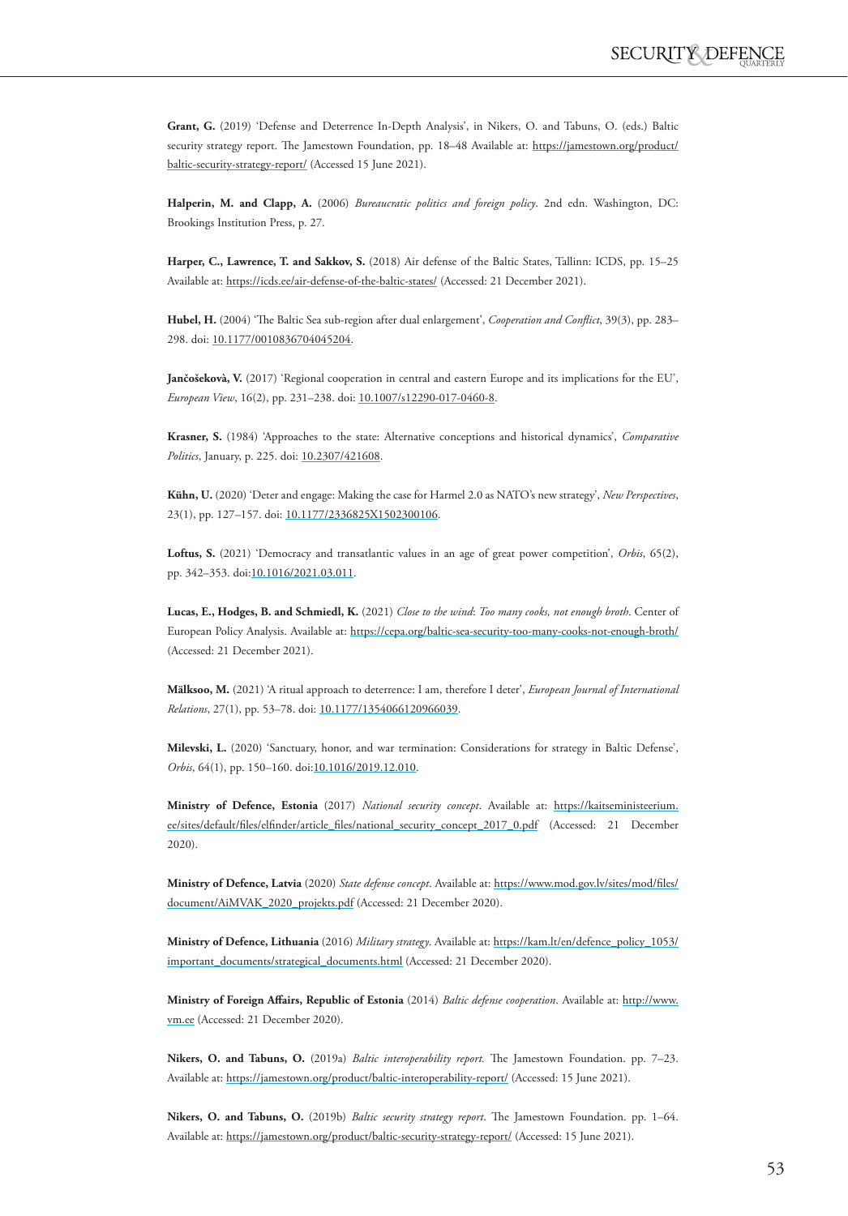**Grant, G.** (2019) 'Defense and Deterrence In-Depth Analysis', in Nikers, O. and Tabuns, O. (eds.) Baltic security strategy report. The Jamestown Foundation, pp. 18–48 Available at: https://jamestown.org/product/baltic-security-strategy-report/ (Accessed 15 June 2021).

**Halperin, M. and Clapp, A.** (2006) *Bureaucratic politics and foreign policy*. 2nd edn. Washington, DC: Brookings Institution Press, p. 27.

**Harper, C., Lawrence, T. and Sakkov, S.** (2018) Air defense of the Baltic States, Tallinn: ICDS, pp. 15–25 Available at: https://icds.ee/air-defense-of-the-baltic-states/ (Accessed: 21 December 2021).

**Hubel, H.** (2004) 'The Baltic Sea sub-region after dual enlargement', *Cooperation and Conflict*, 39(3), pp. 283–298. doi: 10.1177/0010836704045204.

**Jančošekovà, V.** (2017) 'Regional cooperation in central and eastern Europe and its implications for the EU', *European View*, 16(2), pp. 231–238. doi: 10.1007/s12290-017-0460-8.

**Krasner, S.** (1984) 'Approaches to the state: Alternative conceptions and historical dynamics', *Comparative Politics*, January, p. 225. doi: 10.2307/421608.

**Kühn, U.** (2020) 'Deter and engage: Making the case for Harmel 2.0 as NATO's new strategy', *New Perspectives*, 23(1), pp. 127–157. doi: 10.1177/2336825X1502300106.

**Loftus, S.** (2021) 'Democracy and transatlantic values in an age of great power competition', *Orbis*, 65(2), pp. 342–353. doi:10.1016/2021.03.011.

**Lucas, E., Hodges, B. and Schmiedl, K.** (2021) *Close to the wind*: *Too many cooks, not enough broth*. Center of European Policy Analysis. Available at: https://cepa.org/baltic-sea-security-too-many-cooks-not-enough-broth/ (Accessed: 21 December 2021).

**Mälksoo, M.** (2021) 'A ritual approach to deterrence: I am, therefore I deter', *European Journal of International Relations*, 27(1), pp. 53–78. doi: 10.1177/1354066120966039.

**Milevski, L.** (2020) 'Sanctuary, honor, and war termination: Considerations for strategy in Baltic Defense', *Orbis*, 64(1), pp. 150–160. doi:10.1016/2019.12.010.

**Ministry of Defence, Estonia** (2017) *National security concept*. Available at: https://kaitseministeerium.ee/sites/default/files/elfinder/article_files/national_security_concept_2017_0.pdf (Accessed: 21 December 2020).

**Ministry of Defence, Latvia** (2020) *State defense concept*. Available at: https://www.mod.gov.lv/sites/mod/files/document/AiMVAK_2020_projekts.pdf (Accessed: 21 December 2020).

**Ministry of Defence, Lithuania** (2016) *Military strategy*. Available at: https://kam.lt/en/defence_policy_1053/important_documents/strategical_documents.html (Accessed: 21 December 2020).

**Ministry of Foreign Affairs, Republic of Estonia** (2014) *Baltic defense cooperation*. Available at: http://www.vm.ee (Accessed: 21 December 2020).

**Nikers, O. and Tabuns, O.** (2019a) *Baltic interoperability report.* The Jamestown Foundation. pp. 7–23. Available at: https://jamestown.org/product/baltic-interoperability-report/ (Accessed: 15 June 2021).

**Nikers, O. and Tabuns, O.** (2019b) *Baltic security strategy report*. The Jamestown Foundation. pp. 1–64. Available at: https://jamestown.org/product/baltic-security-strategy-report/ (Accessed: 15 June 2021).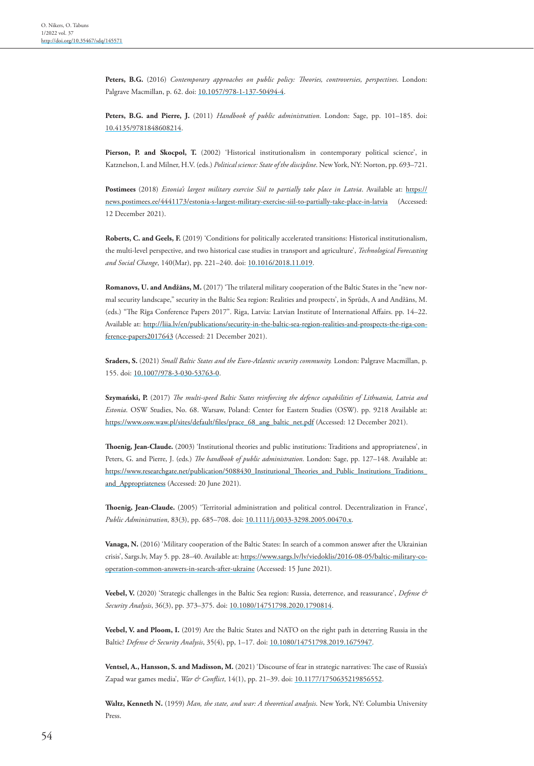**Peters, B.G.** (2016) *Contemporary approaches on public policy: Theories, controversies, perspectives*. London: Palgrave Macmillan, p. 62. doi: 10.1057/978-1-137-50494-4.

**Peters, B.G. and Pierre, J.** (2011) *Handbook of public administration*. London: Sage, pp. 101–185. doi: 10.4135/9781848608214.

**Pierson, P. and Skocpol, T.** (2002) 'Historical institutionalism in contemporary political science', in Katznelson, I. and Milner, H.V. (eds.) *Political science: State of the discipline*. New York, NY: Norton, pp. 693–721.

**Postimees** (2018) *Estonia's largest military exercise Siil to partially take place in Latvia*. Available at: https://news.postimees.ee/4441173/estonia-s-largest-military-exercise-siil-to-partially-take-place-in-latvia (Accessed: 12 December 2021).

**Roberts, C. and Geels, F.** (2019) 'Conditions for politically accelerated transitions: Historical institutionalism, the multi-level perspective, and two historical case studies in transport and agriculture', *Technological Forecasting and Social Change*, 140(Mar), pp. 221–240. doi: 10.1016/2018.11.019.

**Romanovs, U. and Andžāns, M.** (2017) 'The trilateral military cooperation of the Baltic States in the "new normal security landscape," security in the Baltic Sea region: Realities and prospects', in Sprūds, A and Andžāns, M. (eds.) "The Rīga Conference Papers 2017". Riga, Latvia: Latvian Institute of International Affairs. pp. 14–22. Available at: http://liia.lv/en/publications/security-in-the-baltic-sea-region-realities-and-prospects-the-riga-conference-papers2017643 (Accessed: 21 December 2021).

**Sraders, S.** (2021) *Small Baltic States and the Euro-Atlantic security community.* London: Palgrave Macmillan, p. 155. doi: 10.1007/978-3-030-53763-0.

**Szymański, P.** (2017) *The multi-speed Baltic States reinforcing the defence capabilities of Lithuania, Latvia and Estonia*. OSW Studies, No. 68. Warsaw, Poland: Center for Eastern Studies (OSW). pp. 9218 Available at: https://www.osw.waw.pl/sites/default/files/prace_68_ang_baltic_net.pdf (Accessed: 12 December 2021).

**Thoenig, Jean-Claude.** (2003) 'Institutional theories and public institutions: Traditions and appropriateness', in Peters, G. and Pierre, J. (eds.) *The handbook of public administration*. London: Sage, pp. 127–148. Available at: https://www.researchgate.net/publication/5088430_Institutional_Theories_and_Public_Institutions_Traditions_and_Appropriateness (Accessed: 20 June 2021).

**Thoenig, Jean-Claude.** (2005) 'Territorial administration and political control. Decentralization in France', *Public Administration*, 83(3), pp. 685–708. doi: 10.1111/j.0033-3298.2005.00470.x.

**Vanaga, N.** (2016) 'Military cooperation of the Baltic States: In search of a common answer after the Ukrainian crisis', Sargs.lv, May 5. pp. 28–40. Available at: https://www.sargs.lv/lv/viedoklis/2016-08-05/baltic-military-cooperation-common-answers-in-search-after-ukraine (Accessed: 15 June 2021).

**Veebel, V.** (2020) 'Strategic challenges in the Baltic Sea region: Russia, deterrence, and reassurance', *Defense & Security Analysis*, 36(3), pp. 373–375. doi: 10.1080/14751798.2020.1790814.

**Veebel, V. and Ploom, I.** (2019) Are the Baltic States and NATO on the right path in deterring Russia in the Baltic? *Defense & Security Analysis*, 35(4), pp, 1–17. doi: 10.1080/14751798.2019.1675947.

**Ventsel, A., Hansson, S. and Madisson, M.** (2021) 'Discourse of fear in strategic narratives: The case of Russia's Zapad war games media', *War & Conflict*, 14(1), pp. 21–39. doi: 10.1177/1750635219856552.

**Waltz, Kenneth N.** (1959) *Man, the state, and war: A theoretical analysis*. New York, NY: Columbia University Press.